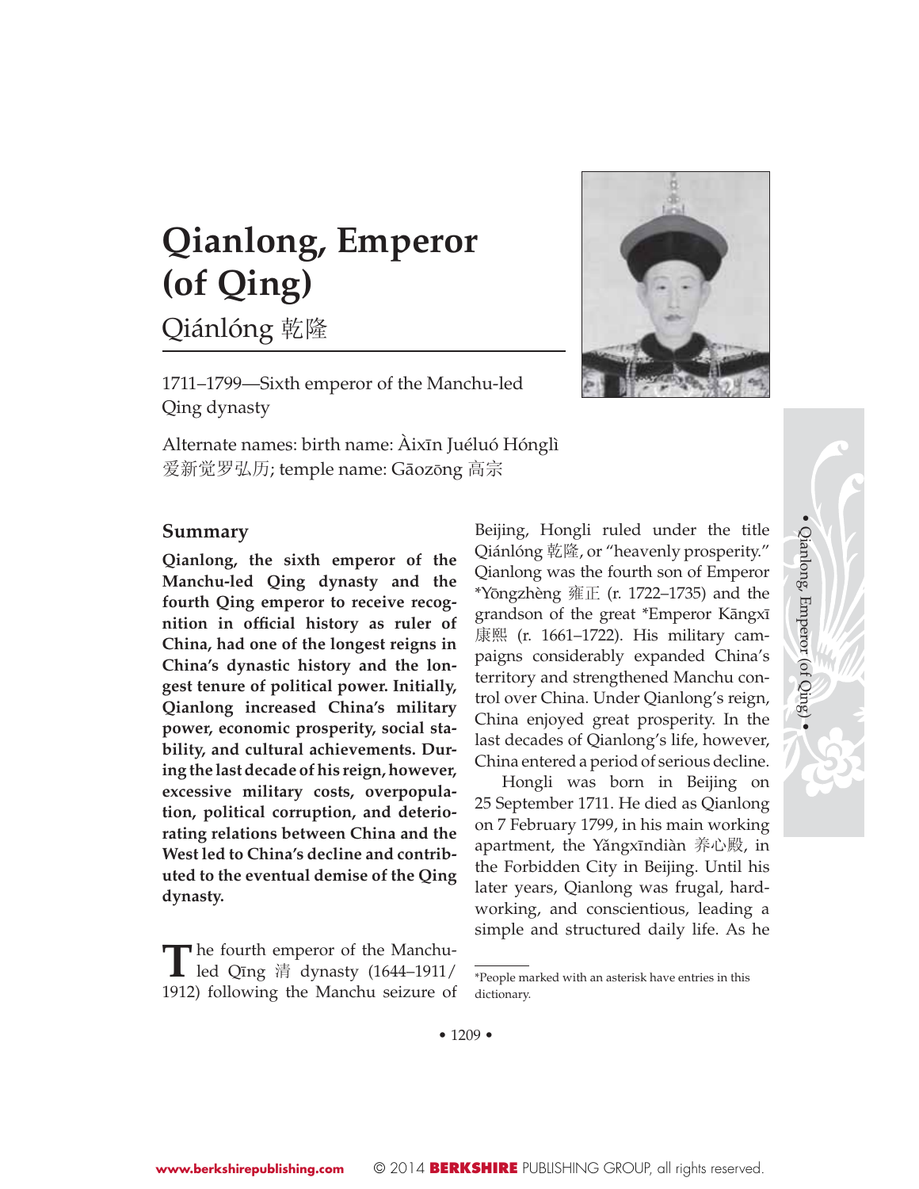# Qianlong, Emperor (of Qing)

Qiánlóng 乾隆

1711–1799—Sixth emperor of the Manchu-led Qing dynasty

Alternate names: birth name: Àixīn Juéluó Hónglì 爱新觉罗弘历; temple name: Gāozōng 高宗

## Summary

**Qianlong, the sixth emperor of the Manchu-led Qing dynasty and the fourth Qing emperor to receive recognition in official history as ruler of China, had one of the longest reigns in China's dynastic history and the longest tenure of political power. Initially, Qianlong increased China's military power, economic prosperity, social stability, and cultural achievements. During the last decade of his reign, however, excessive military costs, overpopulation, political corruption, and deteriorating relations between China and the West led to China's decline and contributed to the eventual demise of the Qing dynasty.**

The fourth emperor of the Manchu-led Qīng 清 dynasty (1644–1911/1912) following the Manchu seizure of Beijing, Hongli ruled under the title Qiánlóng 乾隆, or "heavenly prosperity." Qianlong was the fourth son of Emperor *Yōngzhèng 雍正 (r. 1722–1735) and the grandson of the great *Emperor Kāngxī 康熙 (r. 1661–1722). His military campaigns considerably expanded China's territory and strengthened Manchu control over China. Under Qianlong's reign, China enjoyed great prosperity. In the last decades of Qianlong's life, however, China entered a period of serious decline.

Hongli was born in Beijing on 25 September 1711. He died as Qianlong on 7 February 1799, in his main working apartment, the Yǎngxīndiàn 养心殿, in the Forbidden City in Beijing. Until his later years, Qianlong was frugal, hardworking, and conscientious, leading a simple and structured daily life. As he

*People marked with an asterisk have entries in this dictionary.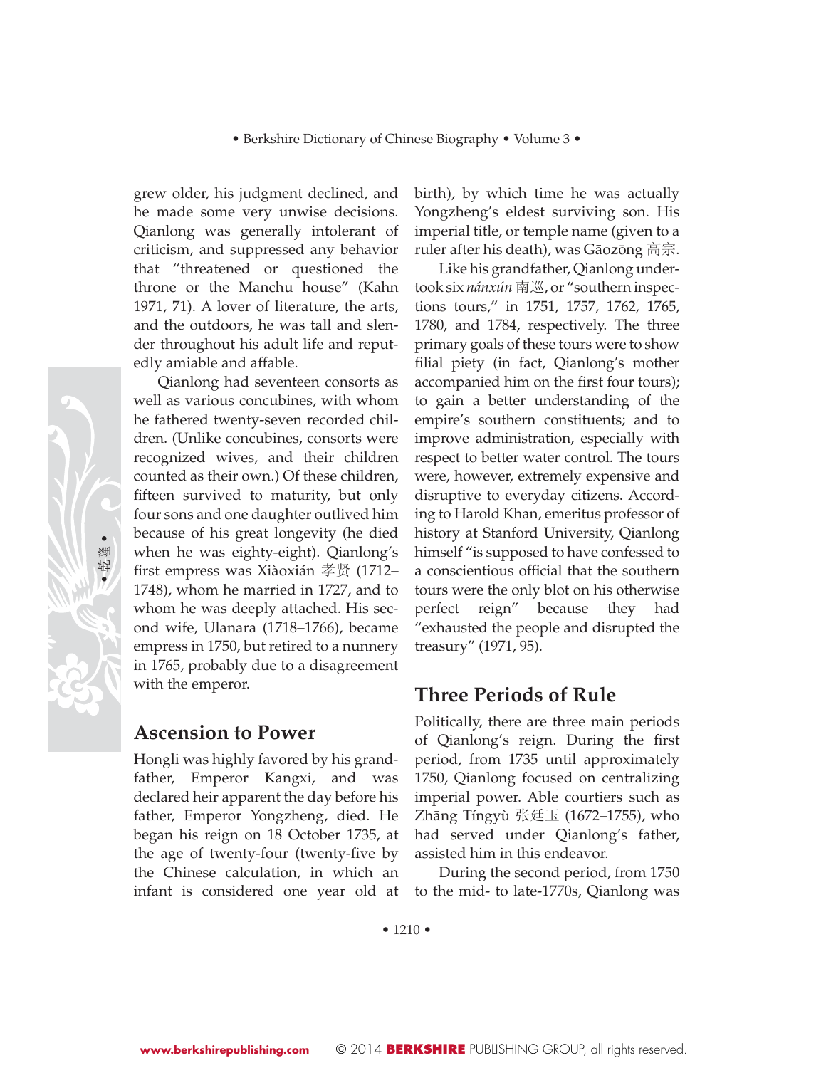grew older, his judgment declined, and he made some very unwise decisions. Qianlong was generally intolerant of criticism, and suppressed any behavior that "threatened or questioned the throne or the Manchu house" (Kahn 1971, 71). A lover of literature, the arts, and the outdoors, he was tall and slender throughout his adult life and reputedly amiable and affable.

Qianlong had seventeen consorts as well as various concubines, with whom he fathered twenty-seven recorded children. (Unlike concubines, consorts were recognized wives, and their children counted as their own.) Of these children, fifteen survived to maturity, but only four sons and one daughter outlived him because of his great longevity (he died when he was eighty-eight). Qianlong's first empress was Xiàoxián 孝贤 (1712–1748), whom he married in 1727, and to whom he was deeply attached. His second wife, Ulanara (1718–1766), became empress in 1750, but retired to a nunnery in 1765, probably due to a disagreement with the emperor.

## Ascension to Power

Hongli was highly favored by his grandfather, Emperor Kangxi, and was declared heir apparent the day before his father, Emperor Yongzheng, died. He began his reign on 18 October 1735, at the age of twenty-four (twenty-five by the Chinese calculation, in which an infant is considered one year old at birth), by which time he was actually Yongzheng's eldest surviving son. His imperial title, or temple name (given to a ruler after his death), was Gāozōng 高宗.

Like his grandfather, Qianlong undertook six *nánxún* 南巡, or "southern inspections tours," in 1751, 1757, 1762, 1765, 1780, and 1784, respectively. The three primary goals of these tours were to show filial piety (in fact, Qianlong's mother accompanied him on the first four tours); to gain a better understanding of the empire's southern constituents; and to improve administration, especially with respect to better water control. The tours were, however, extremely expensive and disruptive to everyday citizens. According to Harold Khan, emeritus professor of history at Stanford University, Qianlong himself "is supposed to have confessed to a conscientious official that the southern tours were the only blot on his otherwise perfect reign" because they had "exhausted the people and disrupted the treasury" (1971, 95).

## Three Periods of Rule

Politically, there are three main periods of Qianlong's reign. During the first period, from 1735 until approximately 1750, Qianlong focused on centralizing imperial power. Able courtiers such as Zhāng Tíngyù 张廷玉 (1672–1755), who had served under Qianlong's father, assisted him in this endeavor.

During the second period, from 1750 to the mid- to late-1770s, Qianlong was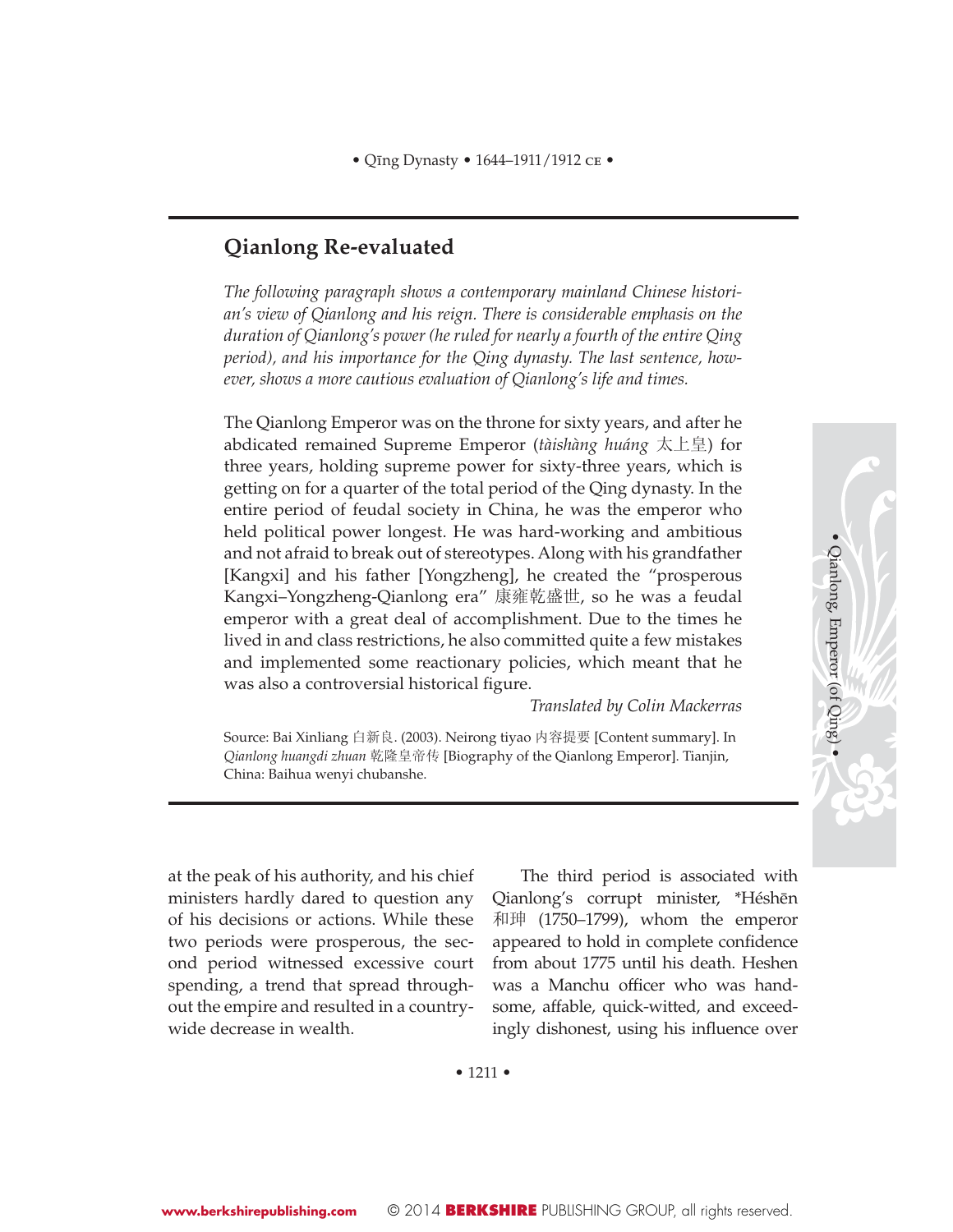## Qianlong Re-evaluated

*The following paragraph shows a contemporary mainland Chinese historian's view of Qianlong and his reign. There is considerable emphasis on the duration of Qianlong's power (he ruled for nearly a fourth of the entire Qing period), and his importance for the Qing dynasty. The last sentence, however, shows a more cautious evaluation of Qianlong's life and times.*

The Qianlong Emperor was on the throne for sixty years, and after he abdicated remained Supreme Emperor (*tàishàng huáng* 太上皇) for three years, holding supreme power for sixty-three years, which is getting on for a quarter of the total period of the Qing dynasty. In the entire period of feudal society in China, he was the emperor who held political power longest. He was hard-working and ambitious and not afraid to break out of stereotypes. Along with his grandfather [Kangxi] and his father [Yongzheng], he created the "prosperous Kangxi–Yongzheng-Qianlong era" 康雍乾盛世, so he was a feudal emperor with a great deal of accomplishment. Due to the times he lived in and class restrictions, he also committed quite a few mistakes and implemented some reactionary policies, which meant that he was also a controversial historical figure.

*Translated by Colin Mackerras*

Source: Bai Xinliang 白新良. (2003). Neirong tiyao 内容提要 [Content summary]. In *Qianlong huangdi zhuan* 乾隆皇帝传 [Biography of the Qianlong Emperor]. Tianjin, China: Baihua wenyi chubanshe.

at the peak of his authority, and his chief ministers hardly dared to question any of his decisions or actions. While these two periods were prosperous, the second period witnessed excessive court spending, a trend that spread throughout the empire and resulted in a countrywide decrease in wealth.

The third period is associated with Qianlong's corrupt minister, *Héshēn 和珅 (1750–1799), whom the emperor appeared to hold in complete confidence from about 1775 until his death. Heshen was a Manchu officer who was handsome, affable, quick-witted, and exceedingly dishonest, using his influence over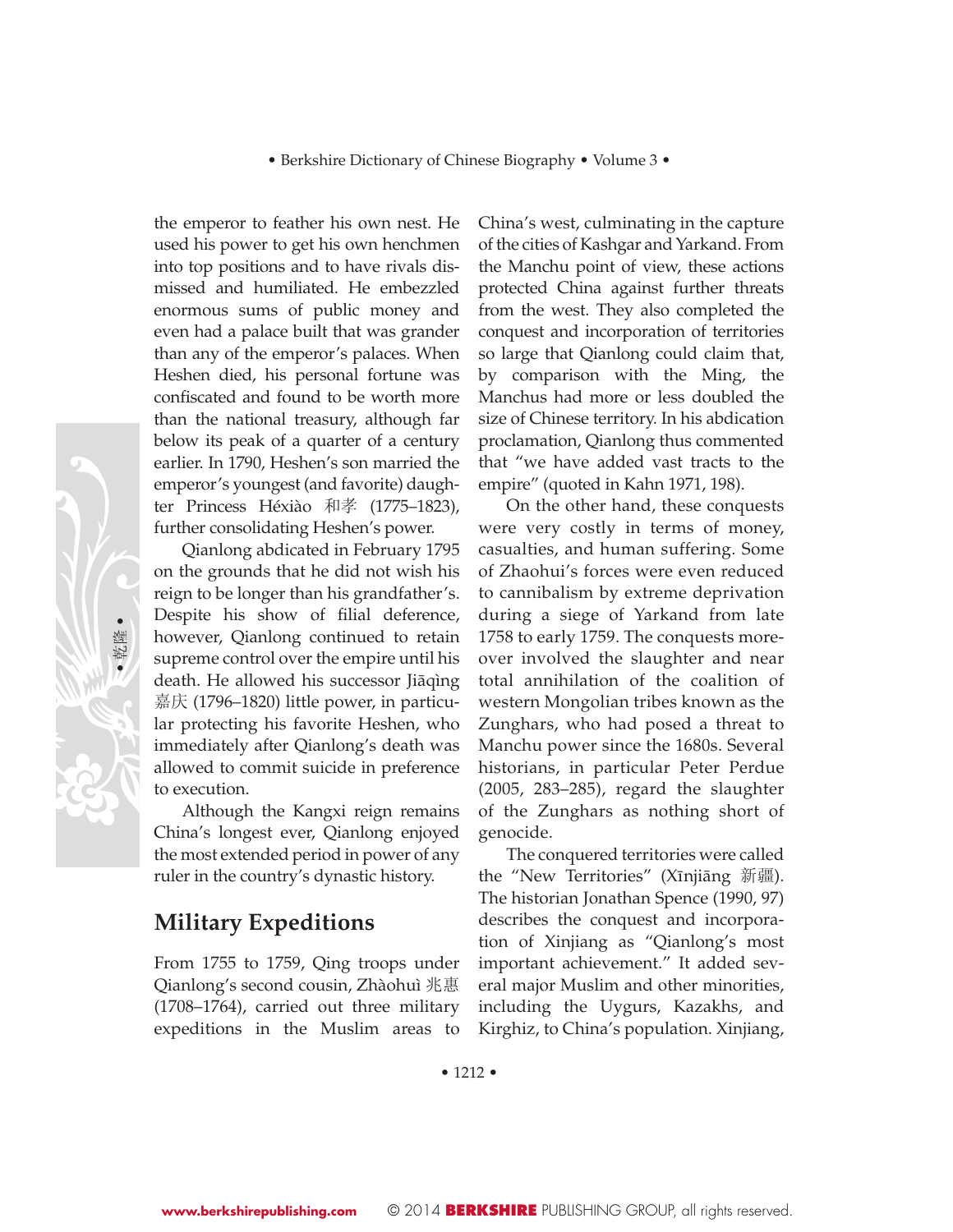the emperor to feather his own nest. He used his power to get his own henchmen into top positions and to have rivals dismissed and humiliated. He embezzled enormous sums of public money and even had a palace built that was grander than any of the emperor's palaces. When Heshen died, his personal fortune was confiscated and found to be worth more than the national treasury, although far below its peak of a quarter of a century earlier. In 1790, Heshen's son married the emperor's youngest (and favorite) daughter Princess Héxiào 和孝 (1775–1823), further consolidating Heshen's power.

Qianlong abdicated in February 1795 on the grounds that he did not wish his reign to be longer than his grandfather's. Despite his show of filial deference, however, Qianlong continued to retain supreme control over the empire until his death. He allowed his successor Jiāqìng 嘉庆 (1796–1820) little power, in particular protecting his favorite Heshen, who immediately after Qianlong's death was allowed to commit suicide in preference to execution.

Although the Kangxi reign remains China's longest ever, Qianlong enjoyed the most extended period in power of any ruler in the country's dynastic history.

## Military Expeditions

From 1755 to 1759, Qing troops under Qianlong's second cousin, Zhàohuì 兆惠 (1708–1764), carried out three military expeditions in the Muslim areas to China's west, culminating in the capture of the cities of Kashgar and Yarkand. From the Manchu point of view, these actions protected China against further threats from the west. They also completed the conquest and incorporation of territories so large that Qianlong could claim that, by comparison with the Ming, the Manchus had more or less doubled the size of Chinese territory. In his abdication proclamation, Qianlong thus commented that "we have added vast tracts to the empire" (quoted in Kahn 1971, 198).

On the other hand, these conquests were very costly in terms of money, casualties, and human suffering. Some of Zhaohui's forces were even reduced to cannibalism by extreme deprivation during a siege of Yarkand from late 1758 to early 1759. The conquests moreover involved the slaughter and near total annihilation of the coalition of western Mongolian tribes known as the Zunghars, who had posed a threat to Manchu power since the 1680s. Several historians, in particular Peter Perdue (2005, 283–285), regard the slaughter of the Zunghars as nothing short of genocide.

The conquered territories were called the "New Territories" (Xīnjiāng 新疆). The historian Jonathan Spence (1990, 97) describes the conquest and incorporation of Xinjiang as "Qianlong's most important achievement." It added several major Muslim and other minorities, including the Uygurs, Kazakhs, and Kirghiz, to China's population. Xinjiang,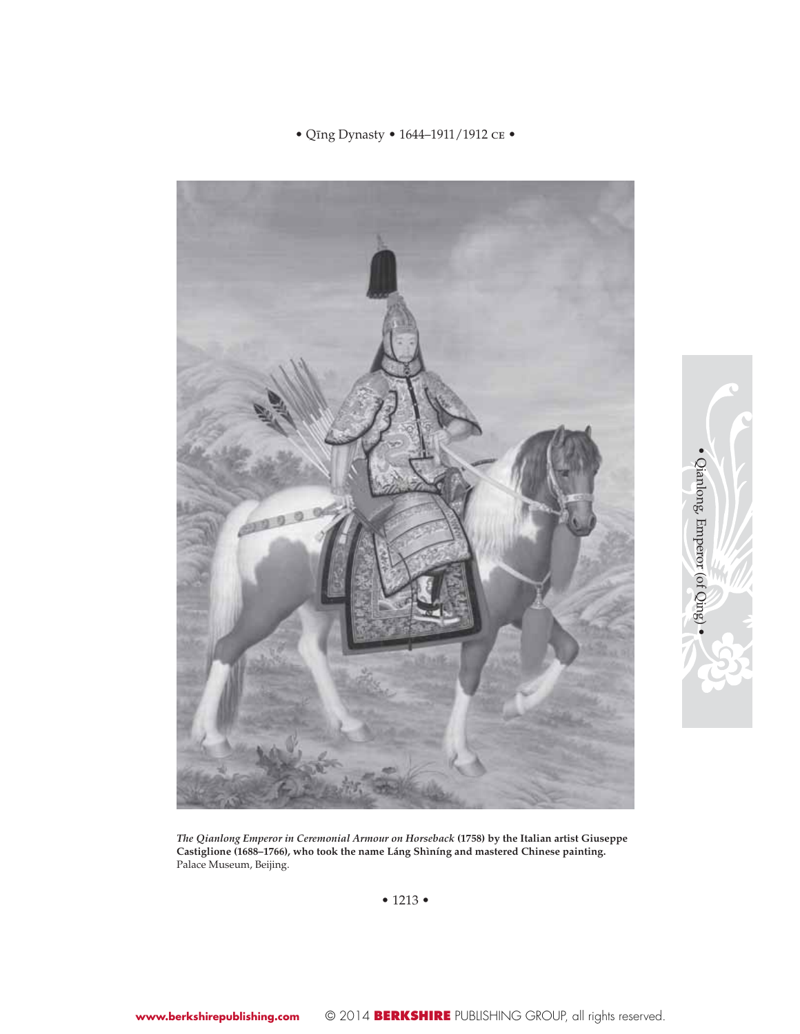*The Qianlong Emperor in Ceremonial Armour on Horseback* **(1758) by the Italian artist Giuseppe Castiglione (1688–1766), who took the name Láng Shìníng and mastered Chinese painting.** Palace Museum, Beijing.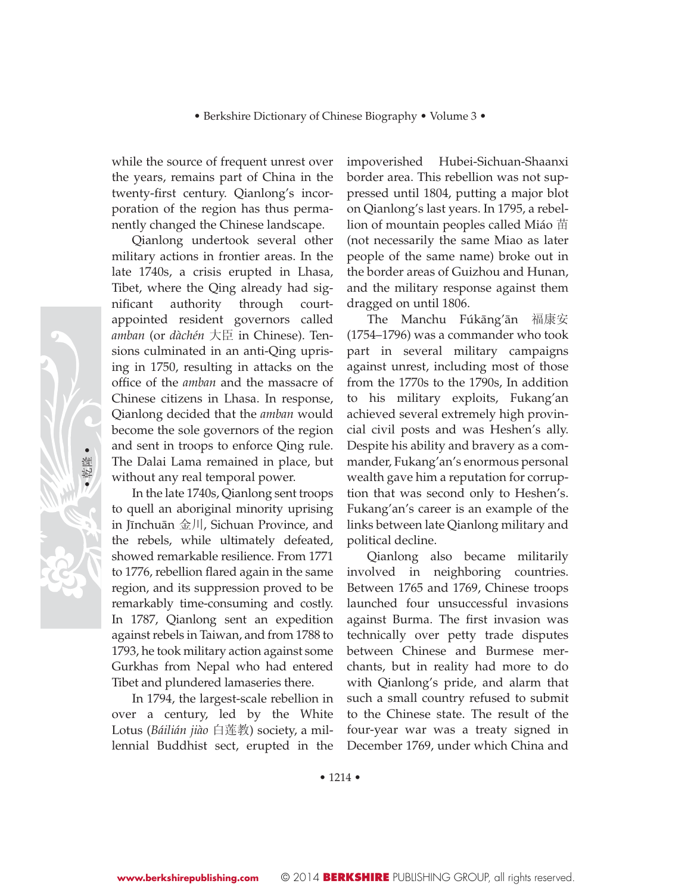while the source of frequent unrest over the years, remains part of China in the twenty-first century. Qianlong's incorporation of the region has thus permanently changed the Chinese landscape.

Qianlong undertook several other military actions in frontier areas. In the late 1740s, a crisis erupted in Lhasa, Tibet, where the Qing already had significant authority through court-appointed resident governors called *amban* (or *dàchén* 大臣 in Chinese). Tensions culminated in an anti-Qing uprising in 1750, resulting in attacks on the office of the *amban* and the massacre of Chinese citizens in Lhasa. In response, Qianlong decided that the *amban* would become the sole governors of the region and sent in troops to enforce Qing rule. The Dalai Lama remained in place, but without any real temporal power.

In the late 1740s, Qianlong sent troops to quell an aboriginal minority uprising in Jīnchuān 金川, Sichuan Province, and the rebels, while ultimately defeated, showed remarkable resilience. From 1771 to 1776, rebellion flared again in the same region, and its suppression proved to be remarkably time-consuming and costly. In 1787, Qianlong sent an expedition against rebels in Taiwan, and from 1788 to 1793, he took military action against some Gurkhas from Nepal who had entered Tibet and plundered lamaseries there.

In 1794, the largest-scale rebellion in over a century, led by the White Lotus (*Báilián jiào* 白莲教) society, a millennial Buddhist sect, erupted in the impoverished Hubei-Sichuan-Shaanxi border area. This rebellion was not suppressed until 1804, putting a major blot on Qianlong's last years. In 1795, a rebellion of mountain peoples called Miáo 苗 (not necessarily the same Miao as later people of the same name) broke out in the border areas of Guizhou and Hunan, and the military response against them dragged on until 1806.

The Manchu Fúkāng'ān 福康安 (1754–1796) was a commander who took part in several military campaigns against unrest, including most of those from the 1770s to the 1790s, In addition to his military exploits, Fukang'an achieved several extremely high provincial civil posts and was Heshen's ally. Despite his ability and bravery as a commander, Fukang'an's enormous personal wealth gave him a reputation for corruption that was second only to Heshen's. Fukang'an's career is an example of the links between late Qianlong military and political decline.

Qianlong also became militarily involved in neighboring countries. Between 1765 and 1769, Chinese troops launched four unsuccessful invasions against Burma. The first invasion was technically over petty trade disputes between Chinese and Burmese merchants, but in reality had more to do with Qianlong's pride, and alarm that such a small country refused to submit to the Chinese state. The result of the four-year war was a treaty signed in December 1769, under which China and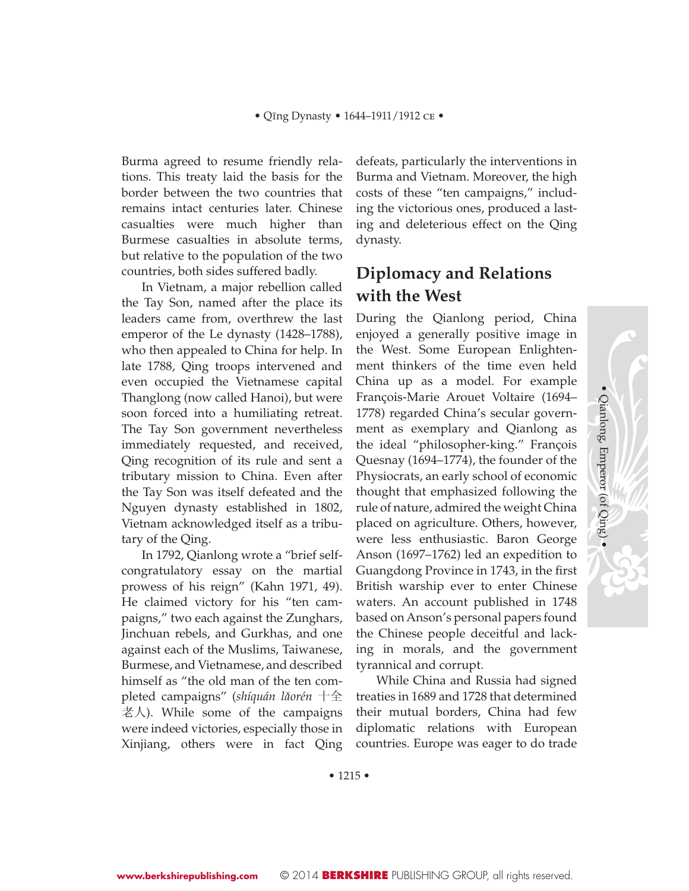Burma agreed to resume friendly relations. This treaty laid the basis for the border between the two countries that remains intact centuries later. Chinese casualties were much higher than Burmese casualties in absolute terms, but relative to the population of the two countries, both sides suffered badly.

In Vietnam, a major rebellion called the Tay Son, named after the place its leaders came from, overthrew the last emperor of the Le dynasty (1428–1788), who then appealed to China for help. In late 1788, Qing troops intervened and even occupied the Vietnamese capital Thanglong (now called Hanoi), but were soon forced into a humiliating retreat. The Tay Son government nevertheless immediately requested, and received, Qing recognition of its rule and sent a tributary mission to China. Even after the Tay Son was itself defeated and the Nguyen dynasty established in 1802, Vietnam acknowledged itself as a tributary of the Qing.

In 1792, Qianlong wrote a "brief self-congratulatory essay on the martial prowess of his reign" (Kahn 1971, 49). He claimed victory for his "ten campaigns," two each against the Zunghars, Jinchuan rebels, and Gurkhas, and one against each of the Muslims, Taiwanese, Burmese, and Vietnamese, and described himself as "the old man of the ten completed campaigns" (*shíquán lǎorén* 十全老人). While some of the campaigns were indeed victories, especially those in Xinjiang, others were in fact Qing defeats, particularly the interventions in Burma and Vietnam. Moreover, the high costs of these "ten campaigns," including the victorious ones, produced a lasting and deleterious effect on the Qing dynasty.

## Diplomacy and Relations with the West

During the Qianlong period, China enjoyed a generally positive image in the West. Some European Enlightenment thinkers of the time even held China up as a model. For example François-Marie Arouet Voltaire (1694–1778) regarded China's secular government as exemplary and Qianlong as the ideal "philosopher-king." François Quesnay (1694–1774), the founder of the Physiocrats, an early school of economic thought that emphasized following the rule of nature, admired the weight China placed on agriculture. Others, however, were less enthusiastic. Baron George Anson (1697–1762) led an expedition to Guangdong Province in 1743, in the first British warship ever to enter Chinese waters. An account published in 1748 based on Anson's personal papers found the Chinese people deceitful and lacking in morals, and the government tyrannical and corrupt.

While China and Russia had signed treaties in 1689 and 1728 that determined their mutual borders, China had few diplomatic relations with European countries. Europe was eager to do trade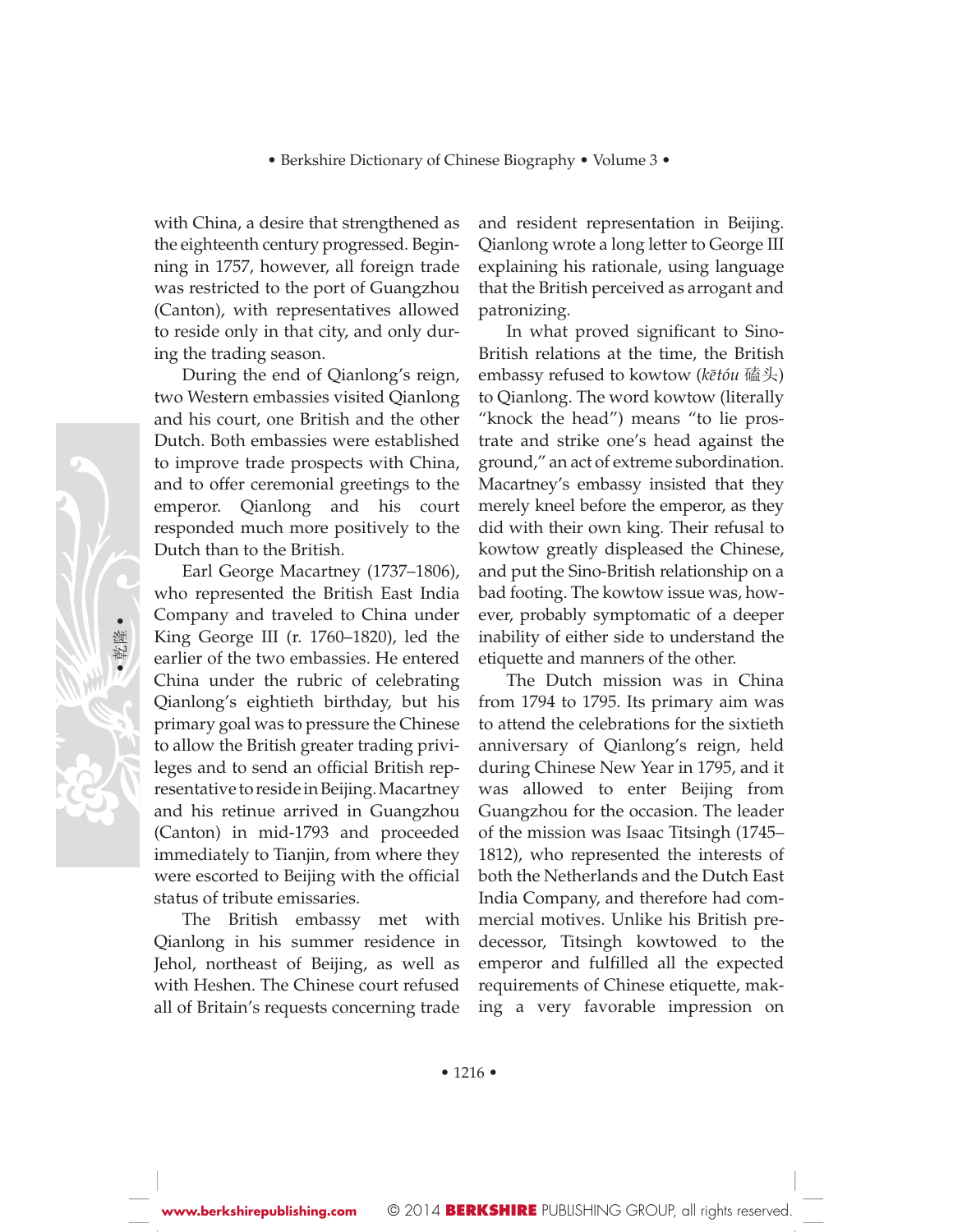with China, a desire that strengthened as the eighteenth century progressed. Beginning in 1757, however, all foreign trade was restricted to the port of Guangzhou (Canton), with representatives allowed to reside only in that city, and only during the trading season.

During the end of Qianlong's reign, two Western embassies visited Qianlong and his court, one British and the other Dutch. Both embassies were established to improve trade prospects with China, and to offer ceremonial greetings to the emperor. Qianlong and his court responded much more positively to the Dutch than to the British.

Earl George Macartney (1737–1806), who represented the British East India Company and traveled to China under King George III (r. 1760–1820), led the earlier of the two embassies. He entered China under the rubric of celebrating Qianlong's eightieth birthday, but his primary goal was to pressure the Chinese to allow the British greater trading privileges and to send an official British representative to reside in Beijing. Macartney and his retinue arrived in Guangzhou (Canton) in mid-1793 and proceeded immediately to Tianjin, from where they were escorted to Beijing with the official status of tribute emissaries.

The British embassy met with Qianlong in his summer residence in Jehol, northeast of Beijing, as well as with Heshen. The Chinese court refused all of Britain's requests concerning trade and resident representation in Beijing. Qianlong wrote a long letter to George III explaining his rationale, using language that the British perceived as arrogant and patronizing.

In what proved significant to Sino-British relations at the time, the British embassy refused to kowtow (*kētóu* 磕头) to Qianlong. The word kowtow (literally "knock the head") means "to lie prostrate and strike one's head against the ground," an act of extreme subordination. Macartney's embassy insisted that they merely kneel before the emperor, as they did with their own king. Their refusal to kowtow greatly displeased the Chinese, and put the Sino-British relationship on a bad footing. The kowtow issue was, however, probably symptomatic of a deeper inability of either side to understand the etiquette and manners of the other.

The Dutch mission was in China from 1794 to 1795. Its primary aim was to attend the celebrations for the sixtieth anniversary of Qianlong's reign, held during Chinese New Year in 1795, and it was allowed to enter Beijing from Guangzhou for the occasion. The leader of the mission was Isaac Titsingh (1745–1812), who represented the interests of both the Netherlands and the Dutch East India Company, and therefore had commercial motives. Unlike his British predecessor, Titsingh kowtowed to the emperor and fulfilled all the expected requirements of Chinese etiquette, making a very favorable impression on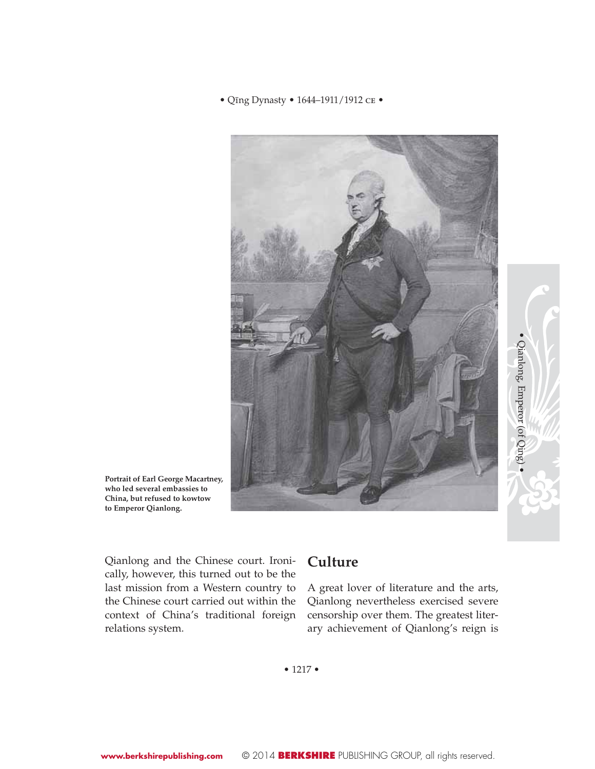Portrait of Earl George Macartney, who led several embassies to China, but refused to kowtow to Emperor Qianlong.

Qianlong and the Chinese court. Ironically, however, this turned out to be the last mission from a Western country to the Chinese court carried out within the context of China's traditional foreign relations system.

## Culture

A great lover of literature and the arts, Qianlong nevertheless exercised severe censorship over them. The greatest literary achievement of Qianlong's reign is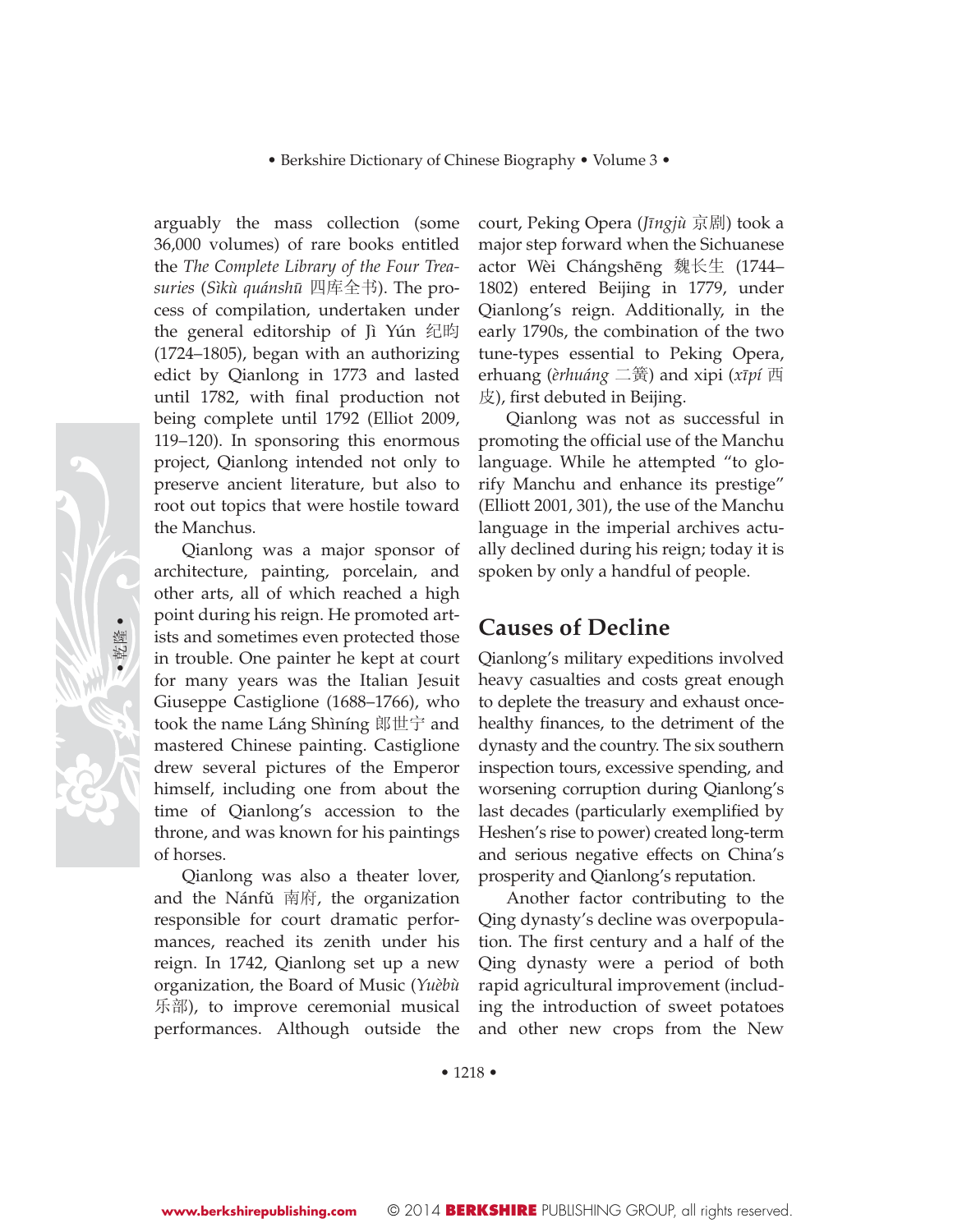arguably the mass collection (some 36,000 volumes) of rare books entitled the *The Complete Library of the Four Treasuries* (*Sìkù quánshū* 四库全书). The process of compilation, undertaken under the general editorship of Jì Yún 纪昀 (1724–1805), began with an authorizing edict by Qianlong in 1773 and lasted until 1782, with final production not being complete until 1792 (Elliot 2009, 119–120). In sponsoring this enormous project, Qianlong intended not only to preserve ancient literature, but also to root out topics that were hostile toward the Manchus.

Qianlong was a major sponsor of architecture, painting, porcelain, and other arts, all of which reached a high point during his reign. He promoted artists and sometimes even protected those in trouble. One painter he kept at court for many years was the Italian Jesuit Giuseppe Castiglione (1688–1766), who took the name Láng Shìníng 郎世宁 and mastered Chinese painting. Castiglione drew several pictures of the Emperor himself, including one from about the time of Qianlong's accession to the throne, and was known for his paintings of horses.

Qianlong was also a theater lover, and the Nánfǔ 南府, the organization responsible for court dramatic performances, reached its zenith under his reign. In 1742, Qianlong set up a new organization, the Board of Music (*Yuèbù* 乐部), to improve ceremonial musical performances. Although outside the court, Peking Opera (*Jīngjù* 京剧) took a major step forward when the Sichuanese actor Wèi Chángshēng 魏长生 (1744–1802) entered Beijing in 1779, under Qianlong's reign. Additionally, in the early 1790s, the combination of the two tune-types essential to Peking Opera, erhuang (*èrhuáng* 二簧) and xipi (*xīpí* 西皮), first debuted in Beijing.

Qianlong was not as successful in promoting the official use of the Manchu language. While he attempted "to glorify Manchu and enhance its prestige" (Elliott 2001, 301), the use of the Manchu language in the imperial archives actually declined during his reign; today it is spoken by only a handful of people.

## Causes of Decline

Qianlong's military expeditions involved heavy casualties and costs great enough to deplete the treasury and exhaust once-healthy finances, to the detriment of the dynasty and the country. The six southern inspection tours, excessive spending, and worsening corruption during Qianlong's last decades (particularly exemplified by Heshen's rise to power) created long-term and serious negative effects on China's prosperity and Qianlong's reputation.

Another factor contributing to the Qing dynasty's decline was overpopulation. The first century and a half of the Qing dynasty were a period of both rapid agricultural improvement (including the introduction of sweet potatoes and other new crops from the New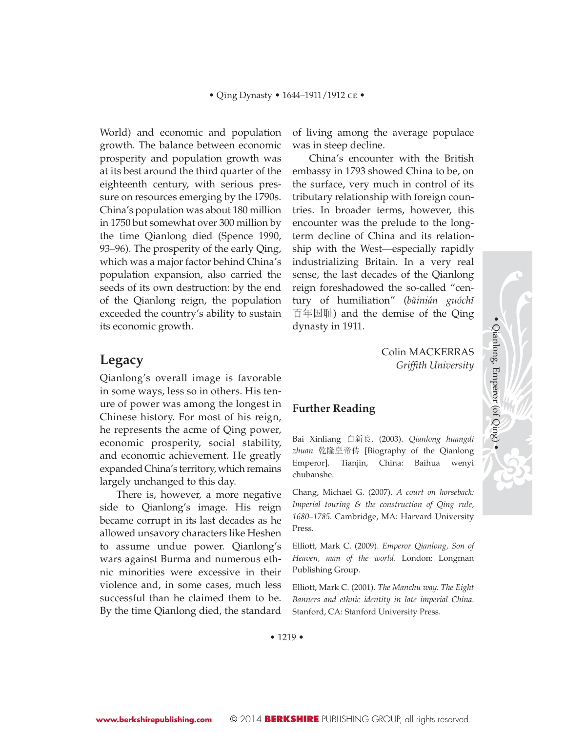World) and economic and population growth. The balance between economic prosperity and population growth was at its best around the third quarter of the eighteenth century, with serious pressure on resources emerging by the 1790s. China's population was about 180 million in 1750 but somewhat over 300 million by the time Qianlong died (Spence 1990, 93–96). The prosperity of the early Qing, which was a major factor behind China's population expansion, also carried the seeds of its own destruction: by the end of the Qianlong reign, the population exceeded the country's ability to sustain its economic growth.

## Legacy

Qianlong's overall image is favorable in some ways, less so in others. His tenure of power was among the longest in Chinese history. For most of his reign, he represents the acme of Qing power, economic prosperity, social stability, and economic achievement. He greatly expanded China's territory, which remains largely unchanged to this day.

There is, however, a more negative side to Qianlong's image. His reign became corrupt in its last decades as he allowed unsavory characters like Heshen to assume undue power. Qianlong's wars against Burma and numerous ethnic minorities were excessive in their violence and, in some cases, much less successful than he claimed them to be. By the time Qianlong died, the standard of living among the average populace was in steep decline.

China's encounter with the British embassy in 1793 showed China to be, on the surface, very much in control of its tributary relationship with foreign countries. In broader terms, however, this encounter was the prelude to the long-term decline of China and its relationship with the West—especially rapidly industrializing Britain. In a very real sense, the last decades of the Qianlong reign foreshadowed the so-called "century of humiliation" (*bǎinián guóchǐ* 百年国耻) and the demise of the Qing dynasty in 1911.

Colin MACKERRAS
*Griffith University*

## Further Reading

Bai Xinliang 白新良. (2003). *Qianlong huangdi zhuan* 乾隆皇帝传 [Biography of the Qianlong Emperor]. Tianjin, China: Baihua wenyi chubanshe.

Chang, Michael G. (2007). *A court on horseback: Imperial touring & the construction of Qing rule, 1680–1785.* Cambridge, MA: Harvard University Press.

Elliott, Mark C. (2009). *Emperor Qianlong, Son of Heaven, man of the world*. London: Longman Publishing Group.

Elliott, Mark C. (2001). *The Manchu way. The Eight Banners and ethnic identity in late imperial China.* Stanford, CA: Stanford University Press.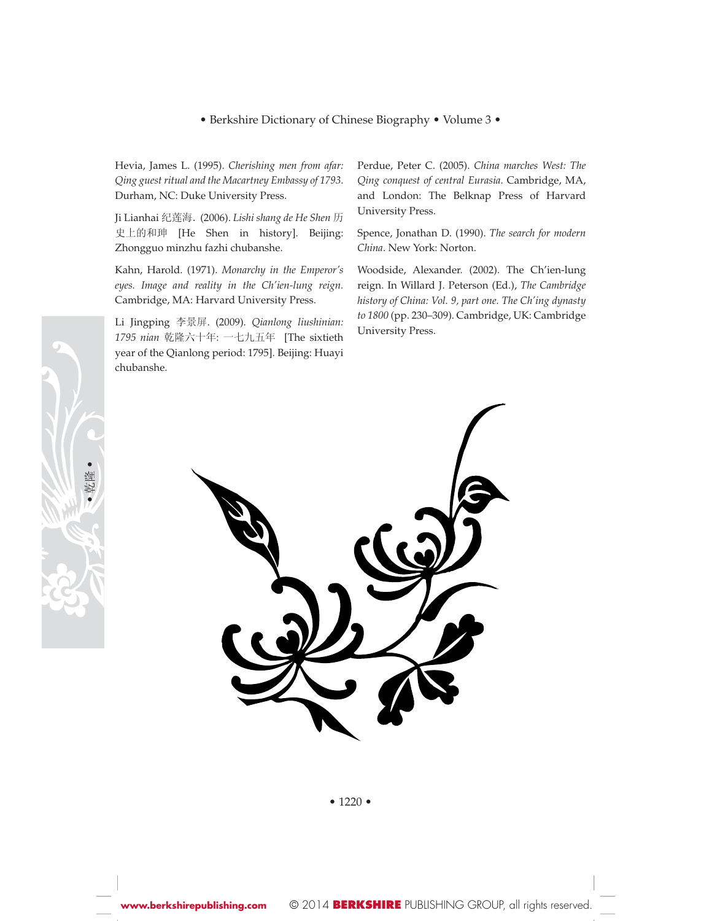Hevia, James L. (1995). *Cherishing men from afar: Qing guest ritual and the Macartney Embassy of 1793*. Durham, NC: Duke University Press.

Ji Lianhai 纪莲海. (2006). *Lishi shang de He Shen* 历史上的和珅 [He Shen in history]. Beijing: Zhongguo minzhu fazhi chubanshe.

Kahn, Harold. (1971). *Monarchy in the Emperor's eyes. Image and reality in the Ch'ien-lung reign*. Cambridge, MA: Harvard University Press.

Li Jingping 李景屏. (2009). *Qianlong liushinian: 1795 nian* 乾隆六十年: 一七九五年 [The sixtieth year of the Qianlong period: 1795]. Beijing: Huayi chubanshe.

Perdue, Peter C. (2005). *China marches West: The Qing conquest of central Eurasia*. Cambridge, MA, and London: The Belknap Press of Harvard University Press.

Spence, Jonathan D. (1990). *The search for modern China*. New York: Norton.

Woodside, Alexander. (2002). The Ch'ien-lung reign. In Willard J. Peterson (Ed.), *The Cambridge history of China: Vol. 9, part one. The Ch'ing dynasty to 1800* (pp. 230–309). Cambridge, UK: Cambridge University Press.